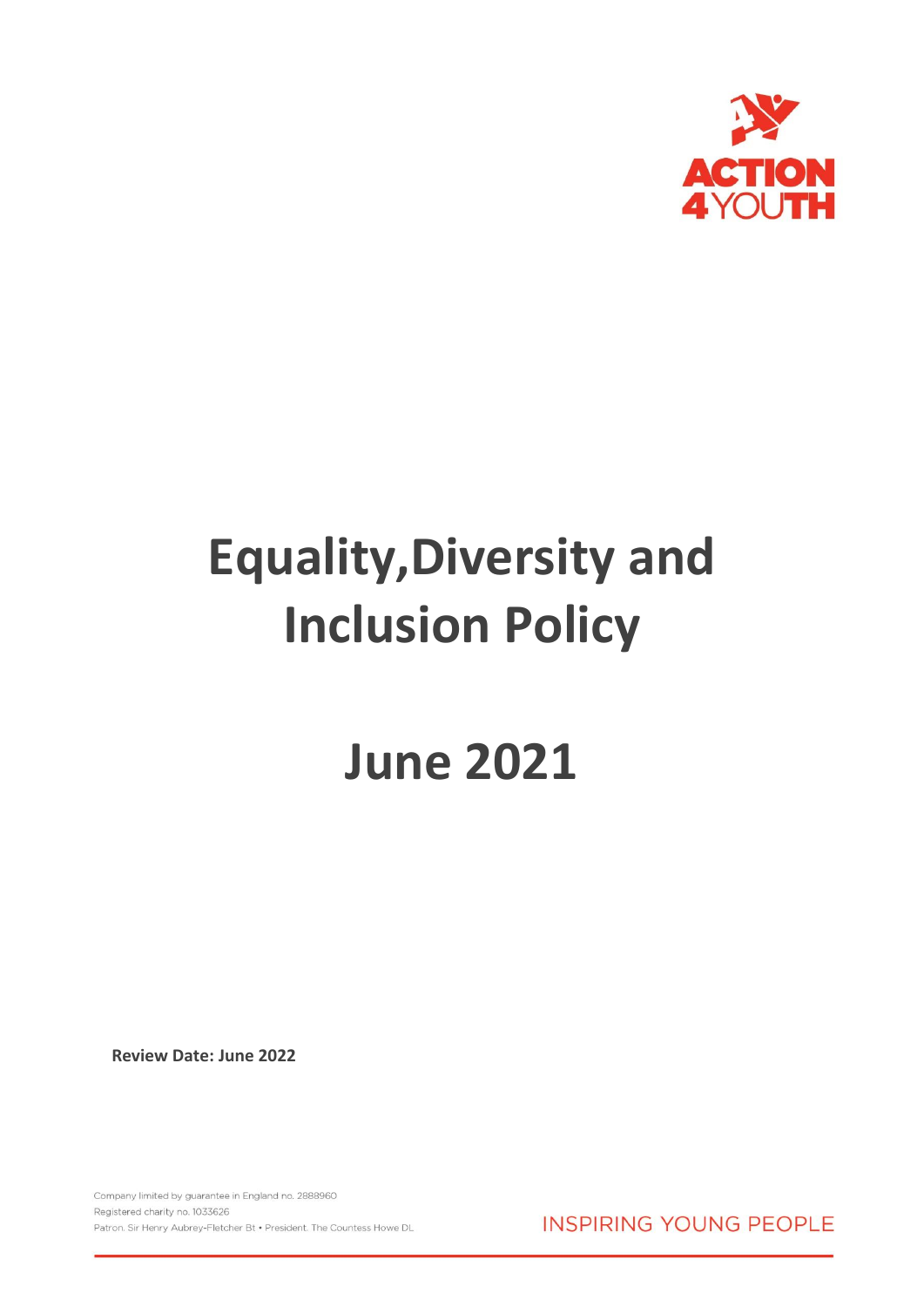ACTION 4YOUTH

# Equality,Diversity and Inclusion Policy

# June 2021

**Review Date: June 2022**

Company limited by guarantee in England no. 2888960
Registered charity no. 1033626
Patron. Sir Henry Aubrey-Fletcher Bt • President. The Countess Howe DL

INSPIRING YOUNG PEOPLE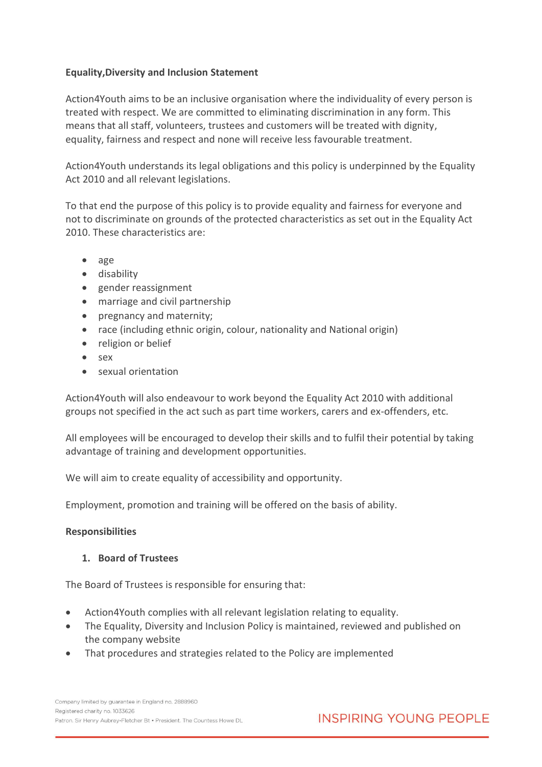**Equality,Diversity and Inclusion Statement**

Action4Youth aims to be an inclusive organisation where the individuality of every person is treated with respect. We are committed to eliminating discrimination in any form. This means that all staff, volunteers, trustees and customers will be treated with dignity, equality, fairness and respect and none will receive less favourable treatment.

Action4Youth understands its legal obligations and this policy is underpinned by the Equality Act 2010 and all relevant legislations.

To that end the purpose of this policy is to provide equality and fairness for everyone and not to discriminate on grounds of the protected characteristics as set out in the Equality Act 2010. These characteristics are:

- age
- disability
- gender reassignment
- marriage and civil partnership
- pregnancy and maternity;
- race (including ethnic origin, colour, nationality and National origin)
- religion or belief
- sex
- sexual orientation

Action4Youth will also endeavour to work beyond the Equality Act 2010 with additional groups not specified in the act such as part time workers, carers and ex-offenders, etc.

All employees will be encouraged to develop their skills and to fulfil their potential by taking advantage of training and development opportunities.

We will aim to create equality of accessibility and opportunity.

Employment, promotion and training will be offered on the basis of ability.

**Responsibilities**

1. **Board of Trustees**

The Board of Trustees is responsible for ensuring that:

- Action4Youth complies with all relevant legislation relating to equality.
- The Equality, Diversity and Inclusion Policy is maintained, reviewed and published on the company website
- That procedures and strategies related to the Policy are implemented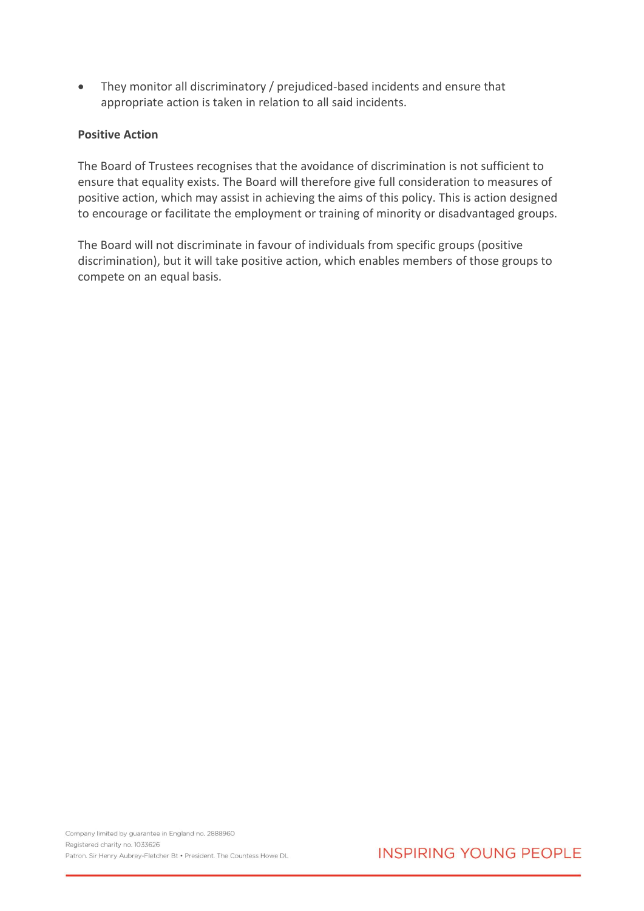- They monitor all discriminatory / prejudiced-based incidents and ensure that appropriate action is taken in relation to all said incidents.

**Positive Action**

The Board of Trustees recognises that the avoidance of discrimination is not sufficient to ensure that equality exists. The Board will therefore give full consideration to measures of positive action, which may assist in achieving the aims of this policy. This is action designed to encourage or facilitate the employment or training of minority or disadvantaged groups.

The Board will not discriminate in favour of individuals from specific groups (positive discrimination), but it will take positive action, which enables members of those groups to compete on an equal basis.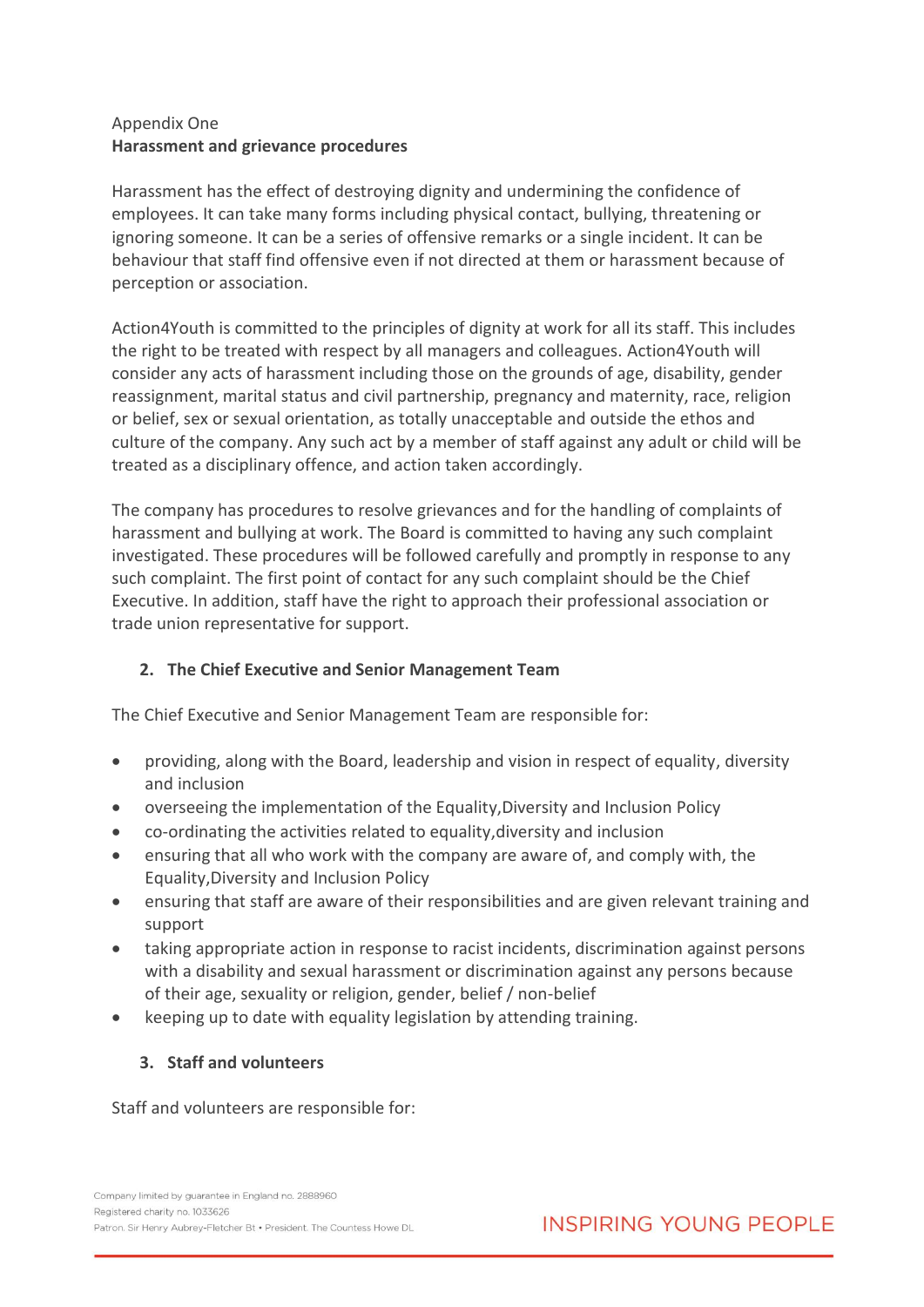Appendix One

**Harassment and grievance procedures**

Harassment has the effect of destroying dignity and undermining the confidence of employees. It can take many forms including physical contact, bullying, threatening or ignoring someone. It can be a series of offensive remarks or a single incident. It can be behaviour that staff find offensive even if not directed at them or harassment because of perception or association.

Action4Youth is committed to the principles of dignity at work for all its staff. This includes the right to be treated with respect by all managers and colleagues. Action4Youth will consider any acts of harassment including those on the grounds of age, disability, gender reassignment, marital status and civil partnership, pregnancy and maternity, race, religion or belief, sex or sexual orientation, as totally unacceptable and outside the ethos and culture of the company. Any such act by a member of staff against any adult or child will be treated as a disciplinary offence, and action taken accordingly.

The company has procedures to resolve grievances and for the handling of complaints of harassment and bullying at work. The Board is committed to having any such complaint investigated. These procedures will be followed carefully and promptly in response to any such complaint. The first point of contact for any such complaint should be the Chief Executive. In addition, staff have the right to approach their professional association or trade union representative for support.

**2. The Chief Executive and Senior Management Team**

The Chief Executive and Senior Management Team are responsible for:

- providing, along with the Board, leadership and vision in respect of equality, diversity and inclusion
- overseeing the implementation of the Equality,Diversity and Inclusion Policy
- co-ordinating the activities related to equality,diversity and inclusion
- ensuring that all who work with the company are aware of, and comply with, the Equality,Diversity and Inclusion Policy
- ensuring that staff are aware of their responsibilities and are given relevant training and support
- taking appropriate action in response to racist incidents, discrimination against persons with a disability and sexual harassment or discrimination against any persons because of their age, sexuality or religion, gender, belief / non-belief
- keeping up to date with equality legislation by attending training.

**3. Staff and volunteers**

Staff and volunteers are responsible for: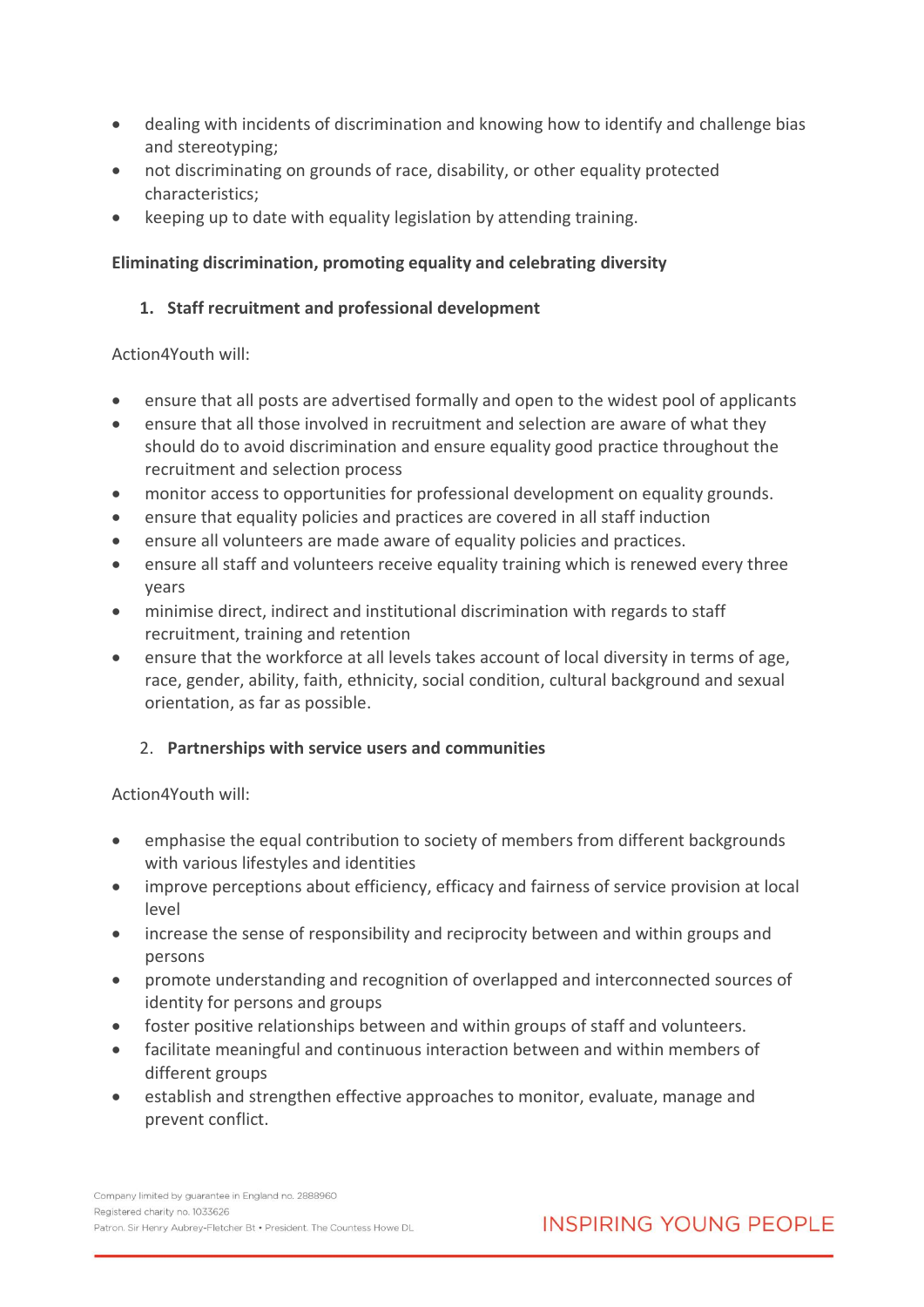- dealing with incidents of discrimination and knowing how to identify and challenge bias and stereotyping;
- not discriminating on grounds of race, disability, or other equality protected characteristics;
- keeping up to date with equality legislation by attending training.

**Eliminating discrimination, promoting equality and celebrating diversity**

1. **Staff recruitment and professional development**

Action4Youth will:

- ensure that all posts are advertised formally and open to the widest pool of applicants
- ensure that all those involved in recruitment and selection are aware of what they should do to avoid discrimination and ensure equality good practice throughout the recruitment and selection process
- monitor access to opportunities for professional development on equality grounds.
- ensure that equality policies and practices are covered in all staff induction
- ensure all volunteers are made aware of equality policies and practices.
- ensure all staff and volunteers receive equality training which is renewed every three years
- minimise direct, indirect and institutional discrimination with regards to staff recruitment, training and retention
- ensure that the workforce at all levels takes account of local diversity in terms of age, race, gender, ability, faith, ethnicity, social condition, cultural background and sexual orientation, as far as possible.

2. **Partnerships with service users and communities**

Action4Youth will:

- emphasise the equal contribution to society of members from different backgrounds with various lifestyles and identities
- improve perceptions about efficiency, efficacy and fairness of service provision at local level
- increase the sense of responsibility and reciprocity between and within groups and persons
- promote understanding and recognition of overlapped and interconnected sources of identity for persons and groups
- foster positive relationships between and within groups of staff and volunteers.
- facilitate meaningful and continuous interaction between and within members of different groups
- establish and strengthen effective approaches to monitor, evaluate, manage and prevent conflict.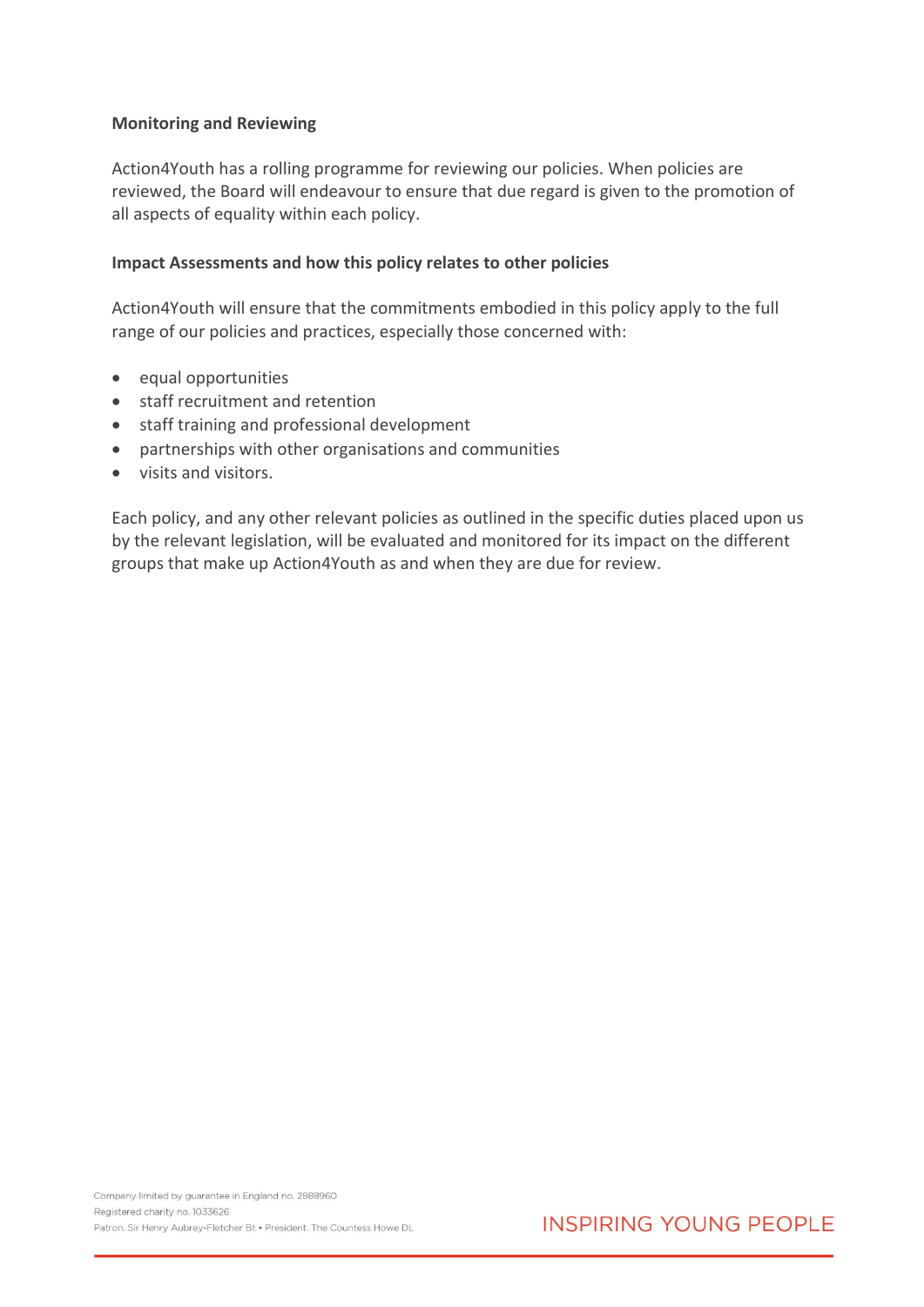**Monitoring and Reviewing**

Action4Youth has a rolling programme for reviewing our policies. When policies are reviewed, the Board will endeavour to ensure that due regard is given to the promotion of all aspects of equality within each policy.

**Impact Assessments and how this policy relates to other policies**

Action4Youth will ensure that the commitments embodied in this policy apply to the full range of our policies and practices, especially those concerned with:

- equal opportunities
- staff recruitment and retention
- staff training and professional development
- partnerships with other organisations and communities
- visits and visitors.

Each policy, and any other relevant policies as outlined in the specific duties placed upon us by the relevant legislation, will be evaluated and monitored for its impact on the different groups that make up Action4Youth as and when they are due for review.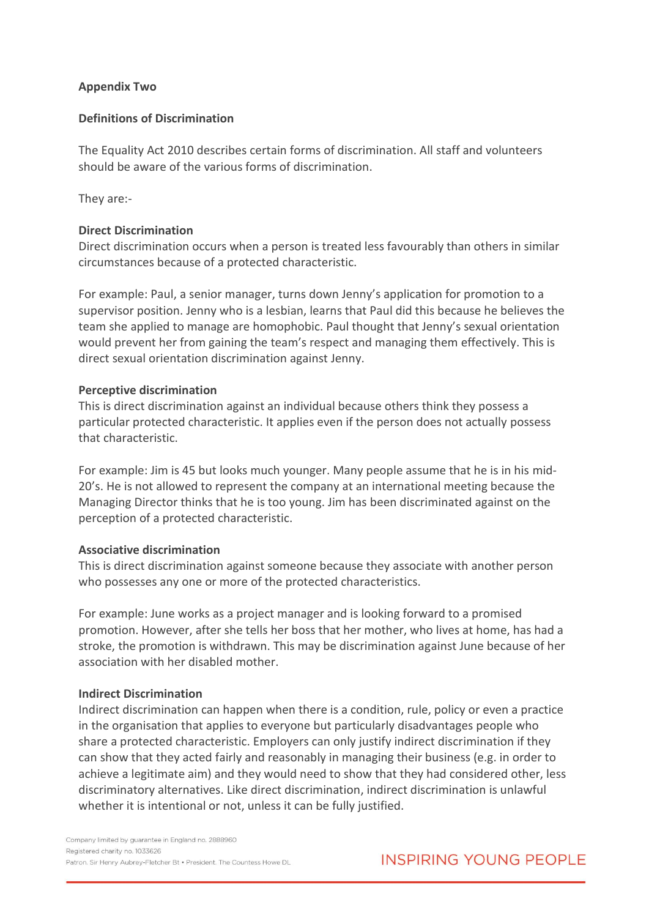**Appendix Two**

**Definitions of Discrimination**

The Equality Act 2010 describes certain forms of discrimination. All staff and volunteers should be aware of the various forms of discrimination.

They are:-

**Direct Discrimination**

Direct discrimination occurs when a person is treated less favourably than others in similar circumstances because of a protected characteristic.

For example: Paul, a senior manager, turns down Jenny's application for promotion to a supervisor position. Jenny who is a lesbian, learns that Paul did this because he believes the team she applied to manage are homophobic. Paul thought that Jenny's sexual orientation would prevent her from gaining the team's respect and managing them effectively. This is direct sexual orientation discrimination against Jenny.

**Perceptive discrimination**

This is direct discrimination against an individual because others think they possess a particular protected characteristic. It applies even if the person does not actually possess that characteristic.

For example: Jim is 45 but looks much younger. Many people assume that he is in his mid-20's. He is not allowed to represent the company at an international meeting because the Managing Director thinks that he is too young. Jim has been discriminated against on the perception of a protected characteristic.

**Associative discrimination**

This is direct discrimination against someone because they associate with another person who possesses any one or more of the protected characteristics.

For example: June works as a project manager and is looking forward to a promised promotion. However, after she tells her boss that her mother, who lives at home, has had a stroke, the promotion is withdrawn. This may be discrimination against June because of her association with her disabled mother.

**Indirect Discrimination**

Indirect discrimination can happen when there is a condition, rule, policy or even a practice in the organisation that applies to everyone but particularly disadvantages people who share a protected characteristic. Employers can only justify indirect discrimination if they can show that they acted fairly and reasonably in managing their business (e.g. in order to achieve a legitimate aim) and they would need to show that they had considered other, less discriminatory alternatives. Like direct discrimination, indirect discrimination is unlawful whether it is intentional or not, unless it can be fully justified.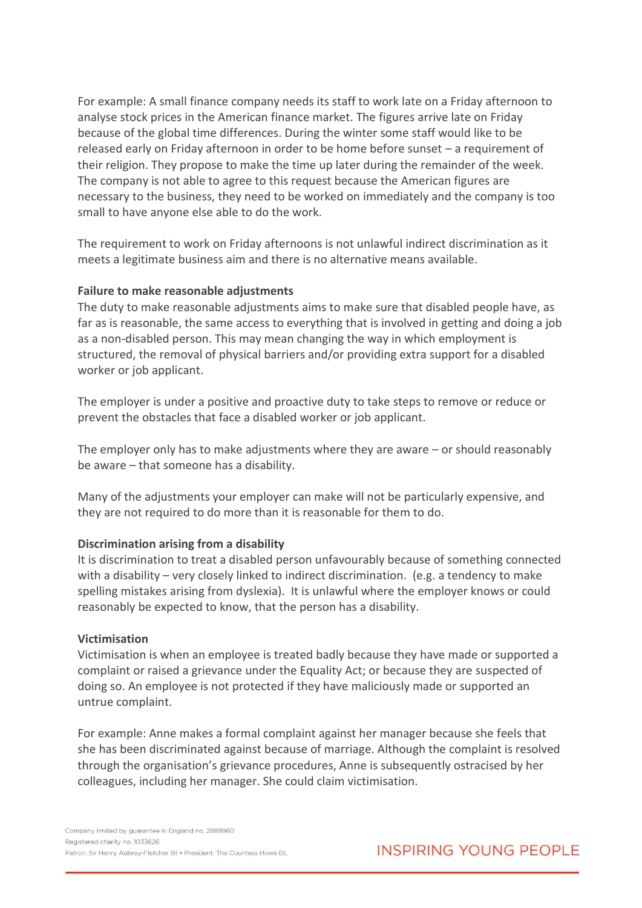For example: A small finance company needs its staff to work late on a Friday afternoon to analyse stock prices in the American finance market. The figures arrive late on Friday because of the global time differences. During the winter some staff would like to be released early on Friday afternoon in order to be home before sunset – a requirement of their religion. They propose to make the time up later during the remainder of the week. The company is not able to agree to this request because the American figures are necessary to the business, they need to be worked on immediately and the company is too small to have anyone else able to do the work.

The requirement to work on Friday afternoons is not unlawful indirect discrimination as it meets a legitimate business aim and there is no alternative means available.

**Failure to make reasonable adjustments**
The duty to make reasonable adjustments aims to make sure that disabled people have, as far as is reasonable, the same access to everything that is involved in getting and doing a job as a non-disabled person. This may mean changing the way in which employment is structured, the removal of physical barriers and/or providing extra support for a disabled worker or job applicant.

The employer is under a positive and proactive duty to take steps to remove or reduce or prevent the obstacles that face a disabled worker or job applicant.

The employer only has to make adjustments where they are aware – or should reasonably be aware – that someone has a disability.

Many of the adjustments your employer can make will not be particularly expensive, and they are not required to do more than it is reasonable for them to do.

**Discrimination arising from a disability**
It is discrimination to treat a disabled person unfavourably because of something connected with a disability – very closely linked to indirect discrimination. (e.g. a tendency to make spelling mistakes arising from dyslexia). It is unlawful where the employer knows or could reasonably be expected to know, that the person has a disability.

**Victimisation**
Victimisation is when an employee is treated badly because they have made or supported a complaint or raised a grievance under the Equality Act; or because they are suspected of doing so. An employee is not protected if they have maliciously made or supported an untrue complaint.

For example: Anne makes a formal complaint against her manager because she feels that she has been discriminated against because of marriage. Although the complaint is resolved through the organisation's grievance procedures, Anne is subsequently ostracised by her colleagues, including her manager. She could claim victimisation.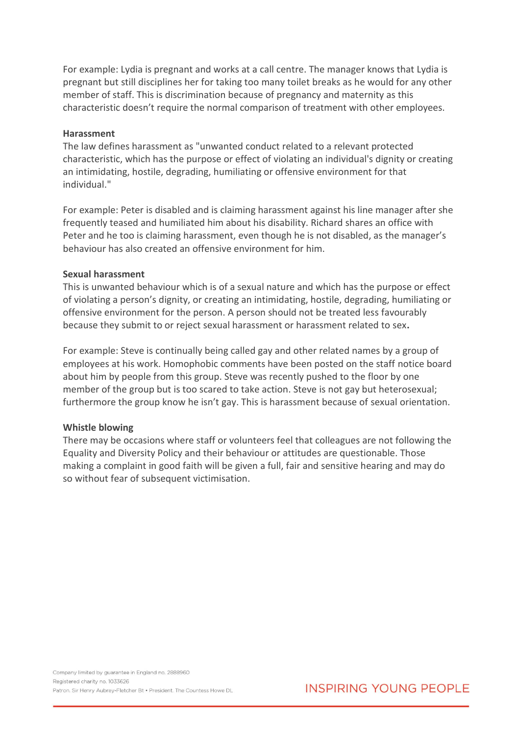For example: Lydia is pregnant and works at a call centre. The manager knows that Lydia is pregnant but still disciplines her for taking too many toilet breaks as he would for any other member of staff. This is discrimination because of pregnancy and maternity as this characteristic doesn't require the normal comparison of treatment with other employees.

**Harassment**

The law defines harassment as "unwanted conduct related to a relevant protected characteristic, which has the purpose or effect of violating an individual's dignity or creating an intimidating, hostile, degrading, humiliating or offensive environment for that individual."

For example: Peter is disabled and is claiming harassment against his line manager after she frequently teased and humiliated him about his disability. Richard shares an office with Peter and he too is claiming harassment, even though he is not disabled, as the manager's behaviour has also created an offensive environment for him.

**Sexual harassment**

This is unwanted behaviour which is of a sexual nature and which has the purpose or effect of violating a person's dignity, or creating an intimidating, hostile, degrading, humiliating or offensive environment for the person. A person should not be treated less favourably because they submit to or reject sexual harassment or harassment related to sex**.**

For example: Steve is continually being called gay and other related names by a group of employees at his work. Homophobic comments have been posted on the staff notice board about him by people from this group. Steve was recently pushed to the floor by one member of the group but is too scared to take action. Steve is not gay but heterosexual; furthermore the group know he isn't gay. This is harassment because of sexual orientation.

**Whistle blowing**

There may be occasions where staff or volunteers feel that colleagues are not following the Equality and Diversity Policy and their behaviour or attitudes are questionable. Those making a complaint in good faith will be given a full, fair and sensitive hearing and may do so without fear of subsequent victimisation.